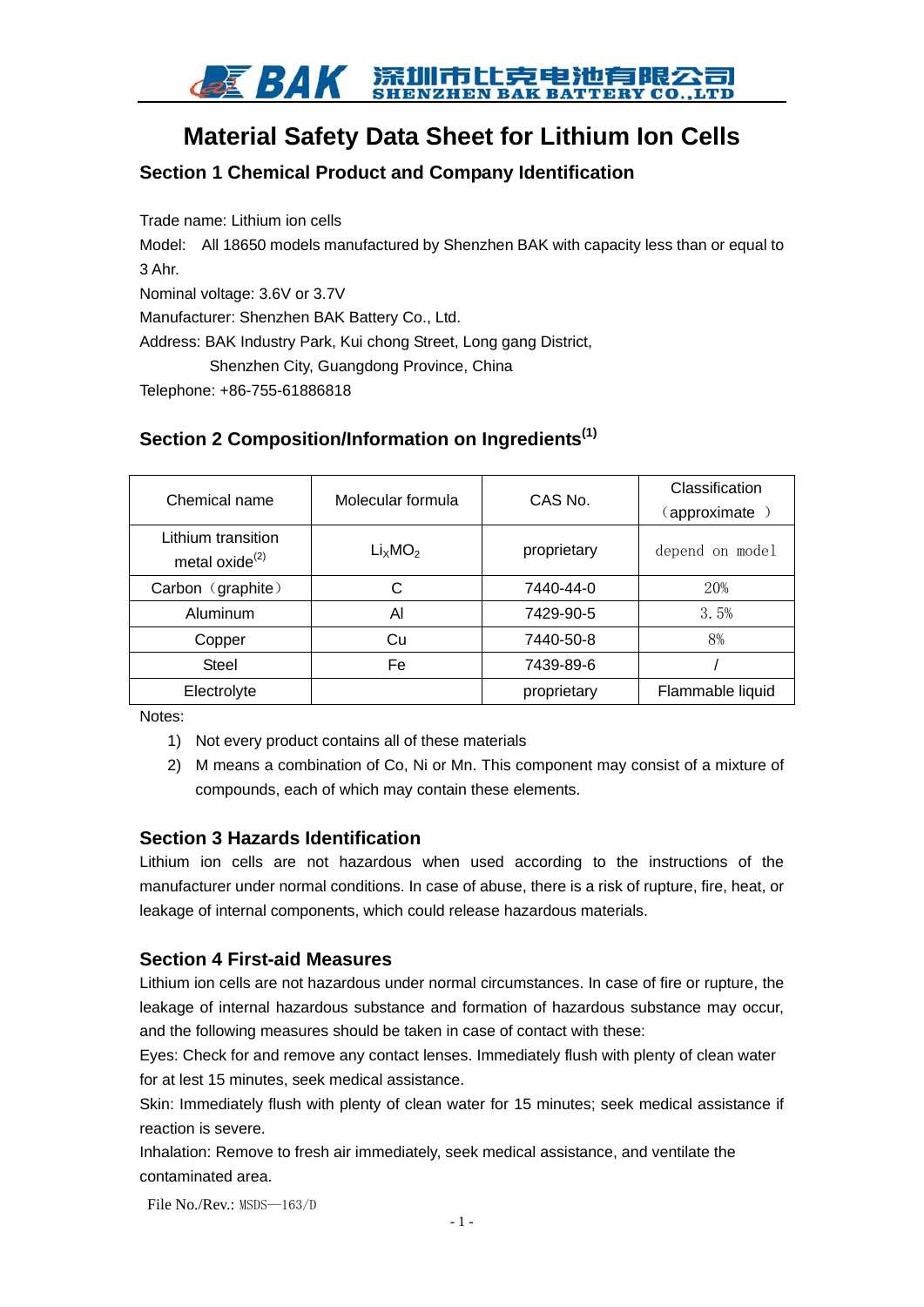# Material Safety Data Sheet for Lithium Ion Cells

## Section 1 Chemical Product and Company Identification

Trade name: Lithium ion cells

Model: All 18650 models manufactured by Shenzhen BAK with capacity less than or equal to 3 Ahr.

Nominal voltage: 3.6V or 3.7V

Manufacturer: Shenzhen BAK Battery Co., Ltd.

Address: BAK Industry Park, Kui chong Street, Long gang District,
Shenzhen City, Guangdong Province, China

Telephone: +86-755-61886818

## Section 2 Composition/Information on Ingredients(1)

| Chemical name | Molecular formula | CAS No. | Classification（approximate ） |
|---|---|---|---|
| Lithium transition metal oxide(2) | $Li_xMO_2$ | proprietary | depend on model |
| Carbon（graphite） | C | 7440-44-0 | 20% |
| Aluminum | Al | 7429-90-5 | 3.5% |
| Copper | Cu | 7440-50-8 | 8% |
| Steel | Fe | 7439-89-6 | / |
| Electrolyte | | proprietary | Flammable liquid |

Notes:

1) Not every product contains all of these materials
2) M means a combination of Co, Ni or Mn. This component may consist of a mixture of compounds, each of which may contain these elements.

## Section 3 Hazards Identification

Lithium ion cells are not hazardous when used according to the instructions of the manufacturer under normal conditions. In case of abuse, there is a risk of rupture, fire, heat, or leakage of internal components, which could release hazardous materials.

## Section 4 First-aid Measures

Lithium ion cells are not hazardous under normal circumstances. In case of fire or rupture, the leakage of internal hazardous substance and formation of hazardous substance may occur, and the following measures should be taken in case of contact with these:

Eyes: Check for and remove any contact lenses. Immediately flush with plenty of clean water for at lest 15 minutes, seek medical assistance.

Skin: Immediately flush with plenty of clean water for 15 minutes; seek medical assistance if reaction is severe.

Inhalation: Remove to fresh air immediately, seek medical assistance, and ventilate the contaminated area.

File No./Rev.: MSDS—163/D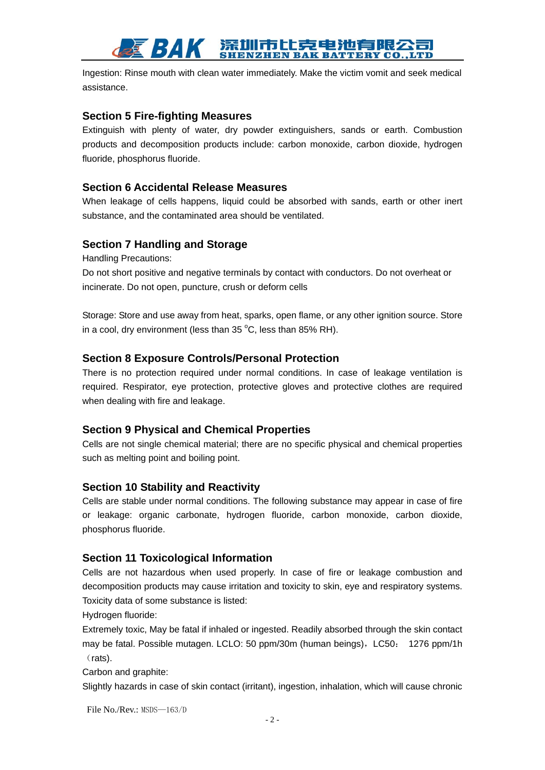Ingestion: Rinse mouth with clean water immediately. Make the victim vomit and seek medical assistance.

## Section 5 Fire-fighting Measures

Extinguish with plenty of water, dry powder extinguishers, sands or earth. Combustion products and decomposition products include: carbon monoxide, carbon dioxide, hydrogen fluoride, phosphorus fluoride.

## Section 6 Accidental Release Measures

When leakage of cells happens, liquid could be absorbed with sands, earth or other inert substance, and the contaminated area should be ventilated.

## Section 7 Handling and Storage

Handling Precautions:

Do not short positive and negative terminals by contact with conductors. Do not overheat or incinerate. Do not open, puncture, crush or deform cells

Storage: Store and use away from heat, sparks, open flame, or any other ignition source. Store in a cool, dry environment (less than 35 $^{o}$C, less than 85% RH).

## Section 8 Exposure Controls/Personal Protection

There is no protection required under normal conditions. In case of leakage ventilation is required. Respirator, eye protection, protective gloves and protective clothes are required when dealing with fire and leakage.

## Section 9 Physical and Chemical Properties

Cells are not single chemical material; there are no specific physical and chemical properties such as melting point and boiling point.

## Section 10 Stability and Reactivity

Cells are stable under normal conditions. The following substance may appear in case of fire or leakage: organic carbonate, hydrogen fluoride, carbon monoxide, carbon dioxide, phosphorus fluoride.

## Section 11 Toxicological Information

Cells are not hazardous when used properly. In case of fire or leakage combustion and decomposition products may cause irritation and toxicity to skin, eye and respiratory systems. Toxicity data of some substance is listed:

Hydrogen fluoride:

Extremely toxic, May be fatal if inhaled or ingested. Readily absorbed through the skin contact may be fatal. Possible mutagen. LCLO: 50 ppm/30m (human beings)，LC50： 1276 ppm/1h（rats).

Carbon and graphite:

Slightly hazards in case of skin contact (irritant), ingestion, inhalation, which will cause chronic

File No./Rev.: MSDS—163/D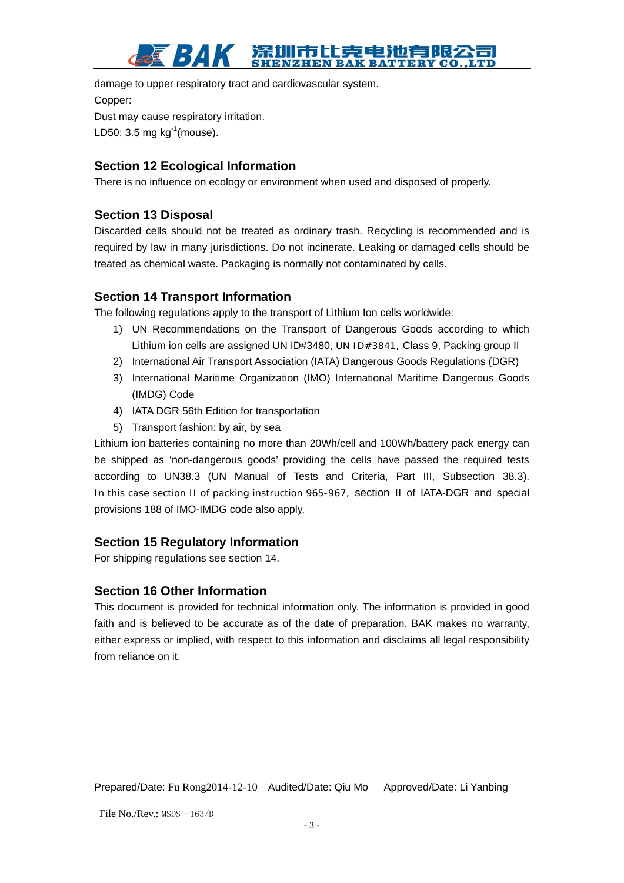damage to upper respiratory tract and cardiovascular system.

Copper:

Dust may cause respiratory irritation.

LD50: 3.5 mg $kg^{-1}$(mouse).

## Section 12 Ecological Information

There is no influence on ecology or environment when used and disposed of properly.

## Section 13 Disposal

Discarded cells should not be treated as ordinary trash. Recycling is recommended and is required by law in many jurisdictions. Do not incinerate. Leaking or damaged cells should be treated as chemical waste. Packaging is normally not contaminated by cells.

## Section 14 Transport Information

The following regulations apply to the transport of Lithium Ion cells worldwide:

1) UN Recommendations on the Transport of Dangerous Goods according to which Lithium ion cells are assigned UN ID#3480, UN ID#3841, Class 9, Packing group II
2) International Air Transport Association (IATA) Dangerous Goods Regulations (DGR)
3) International Maritime Organization (IMO) International Maritime Dangerous Goods (IMDG) Code
4) IATA DGR 56th Edition for transportation
5) Transport fashion: by air, by sea

Lithium ion batteries containing no more than 20Wh/cell and 100Wh/battery pack energy can be shipped as 'non-dangerous goods' providing the cells have passed the required tests according to UN38.3 (UN Manual of Tests and Criteria, Part III, Subsection 38.3). In this case section II of packing instruction 965-967, section II of IATA-DGR and special provisions 188 of IMO-IMDG code also apply.

## Section 15 Regulatory Information

For shipping regulations see section 14.

## Section 16 Other Information

This document is provided for technical information only. The information is provided in good faith and is believed to be accurate as of the date of preparation. BAK makes no warranty, either express or implied, with respect to this information and disclaims all legal responsibility from reliance on it.

Prepared/Date: Fu Rong2014-12-10 Audited/Date: Qiu Mo Approved/Date: Li Yanbing

File No./Rev.: MSDS—163/D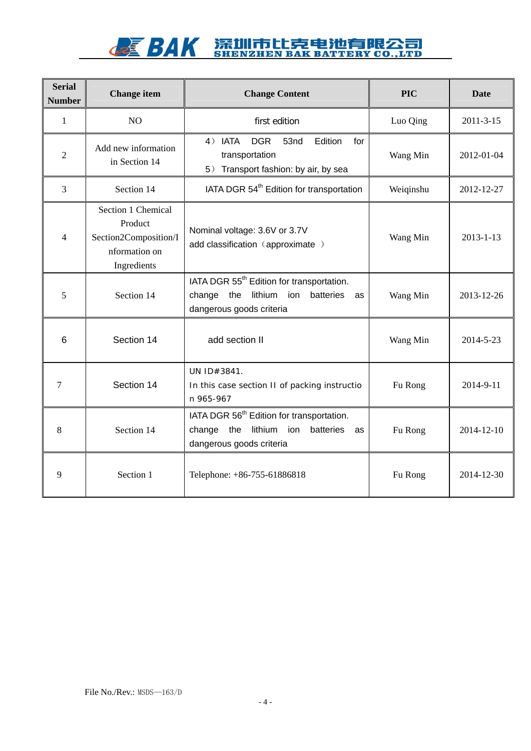| Serial Number | Change item | Change Content | PIC | Date |
|---|---|---|---|---|
| 1 | NO | first edition | Luo Qing | 2011-3-15 |
| 2 | Add new information in Section 14 | 4） IATA DGR 53nd Edition for transportation<br>5） Transport fashion: by air, by sea | Wang Min | 2012-01-04 |
| 3 | Section 14 | IATA DGR $54^{th}$ Edition for transportation | Weiqinshu | 2012-12-27 |
| 4 | Section 1 Chemical Product Section2Composition/Information on Ingredients | Nominal voltage: 3.6V or 3.7V<br>add classification（approximate ） | Wang Min | 2013-1-13 |
| 5 | Section 14 | IATA DGR $55^{th}$ Edition for transportation. change the lithium ion batteries as dangerous goods criteria | Wang Min | 2013-12-26 |
| 6 | Section 14 | add section II | Wang Min | 2014-5-23 |
| 7 | Section 14 | UN ID#3841.<br>In this case section II of packing instruction 965-967 | Fu Rong | 2014-9-11 |
| 8 | Section 14 | IATA DGR $56^{th}$ Edition for transportation. change the lithium ion batteries as dangerous goods criteria | Fu Rong | 2014-12-10 |
| 9 | Section 1 | Telephone: +86-755-61886818 | Fu Rong | 2014-12-30 |

File No./Rev.: MSDS—163/D